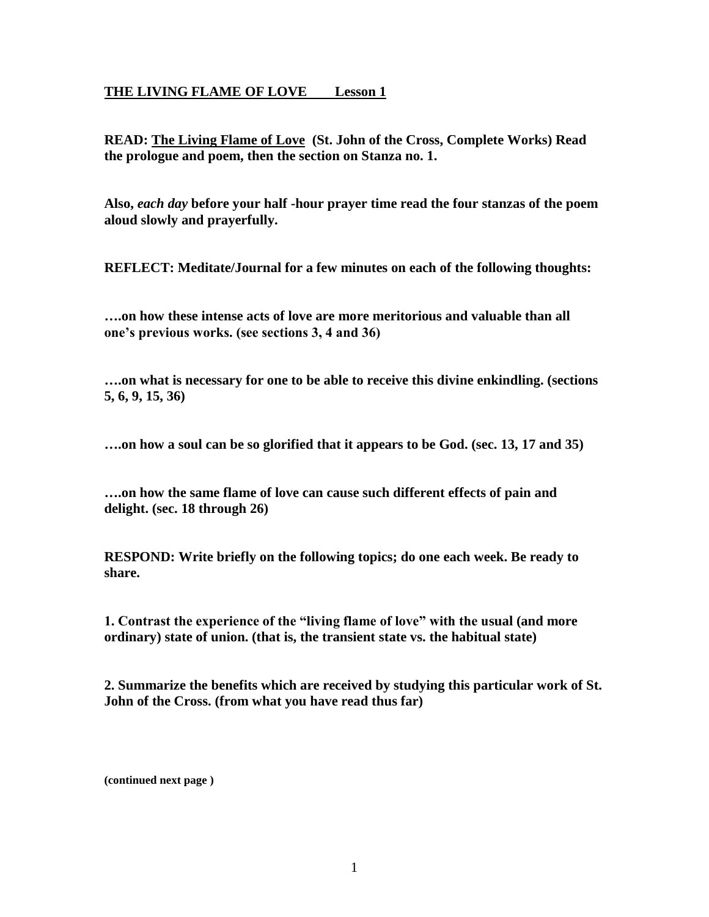**THE LIVING FLAME OF LOVE  Lesson 1**

**READ: The Living Flame of Love (St. John of the Cross, Complete Works) Read the prologue and poem, then the section on Stanza no. 1.**

**Also, *each day* before your half -hour prayer time read the four stanzas of the poem aloud slowly and prayerfully.**

**REFLECT: Meditate/Journal for a few minutes on each of the following thoughts:**

**….on how these intense acts of love are more meritorious and valuable than all one's previous works. (see sections 3, 4 and 36)**

**….on what is necessary for one to be able to receive this divine enkindling. (sections 5, 6, 9, 15, 36)**

**….on how a soul can be so glorified that it appears to be God. (sec. 13, 17 and 35)**

**….on how the same flame of love can cause such different effects of pain and delight. (sec. 18 through 26)**

**RESPOND: Write briefly on the following topics; do one each week. Be ready to share.**

**1. Contrast the experience of the "living flame of love" with the usual (and more ordinary) state of union. (that is, the transient state vs. the habitual state)**

**2. Summarize the benefits which are received by studying this particular work of St. John of the Cross. (from what you have read thus far)**

**(continued next page )**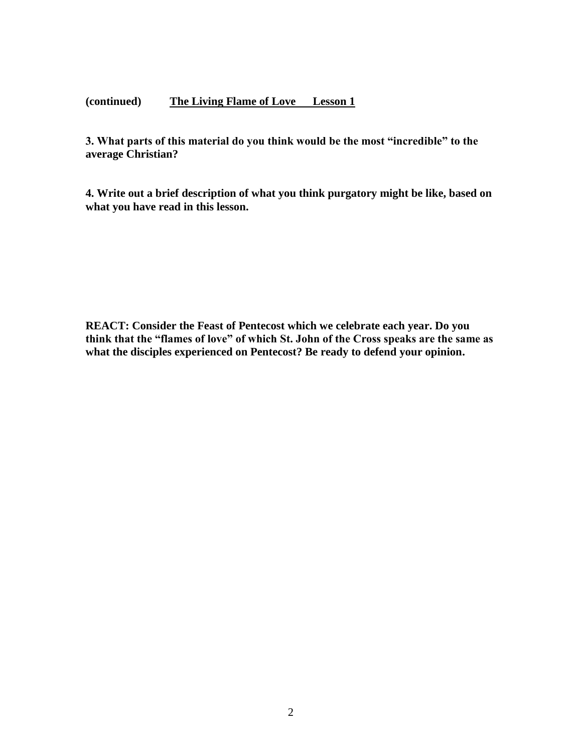**(continued) <u>The Living Flame of Love Lesson 1</u>**

**3. What parts of this material do you think would be the most "incredible" to the average Christian?**

**4. Write out a brief description of what you think purgatory might be like, based on what you have read in this lesson.**

**REACT: Consider the Feast of Pentecost which we celebrate each year. Do you think that the "flames of love" of which St. John of the Cross speaks are the same as what the disciples experienced on Pentecost? Be ready to defend your opinion.**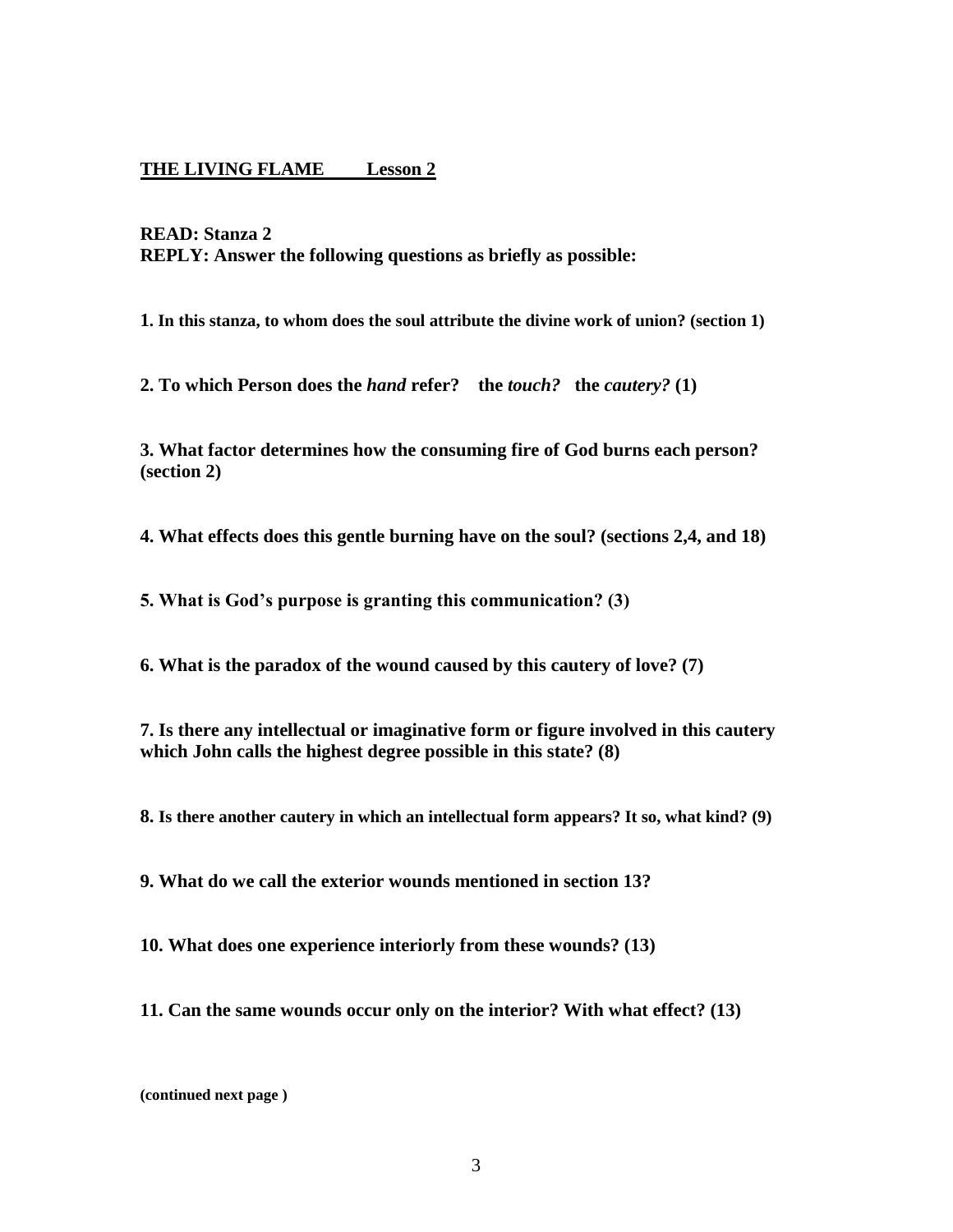**THE LIVING FLAME        Lesson 2**

**READ: Stanza 2**
**REPLY: Answer the following questions as briefly as possible:**

**1. In this stanza, to whom does the soul attribute the divine work of union? (section 1)**

**2. To which Person does the *hand* refer?    the *touch?*   the *cautery?* (1)**

**3. What factor determines how the consuming fire of God burns each person? (section 2)**

**4. What effects does this gentle burning have on the soul? (sections 2,4, and 18)**

**5. What is God's purpose is granting this communication? (3)**

**6. What is the paradox of the wound caused by this cautery of love? (7)**

**7. Is there any intellectual or imaginative form or figure involved in this cautery which John calls the highest degree possible in this state? (8)**

**8. Is there another cautery in which an intellectual form appears? It so, what kind? (9)**

**9. What do we call the exterior wounds mentioned in section 13?**

**10. What does one experience interiorly from these wounds? (13)**

**11. Can the same wounds occur only on the interior? With what effect? (13)**

**(continued next page )**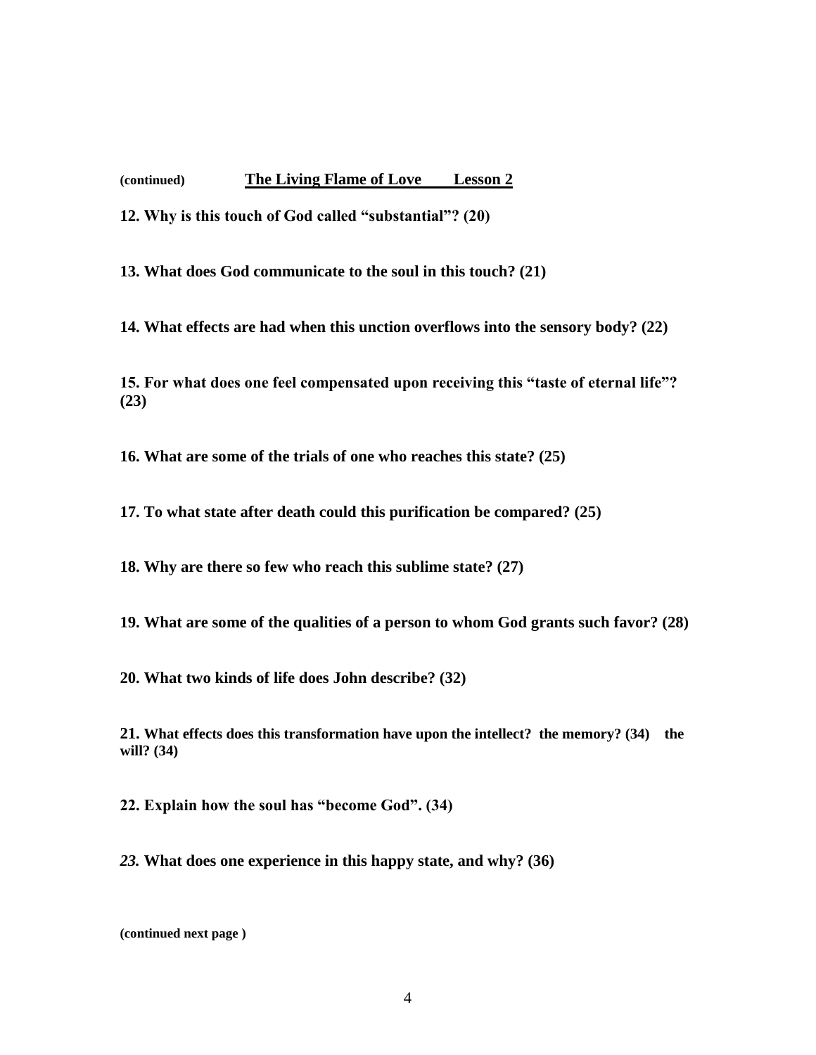(continued) **The Living Flame of Love Lesson 2**

**12. Why is this touch of God called "substantial"? (20)**

**13. What does God communicate to the soul in this touch? (21)**

**14. What effects are had when this unction overflows into the sensory body? (22)**

**15. For what does one feel compensated upon receiving this "taste of eternal life"? (23)**

**16. What are some of the trials of one who reaches this state? (25)**

**17. To what state after death could this purification be compared? (25)**

**18. Why are there so few who reach this sublime state? (27)**

**19. What are some of the qualities of a person to whom God grants such favor? (28)**

**20. What two kinds of life does John describe? (32)**

**21. What effects does this transformation have upon the intellect? the memory? (34) the will? (34)**

**22. Explain how the soul has "become God". (34)**

***23.* What does one experience in this happy state, and why? (36)**

**(continued next page )**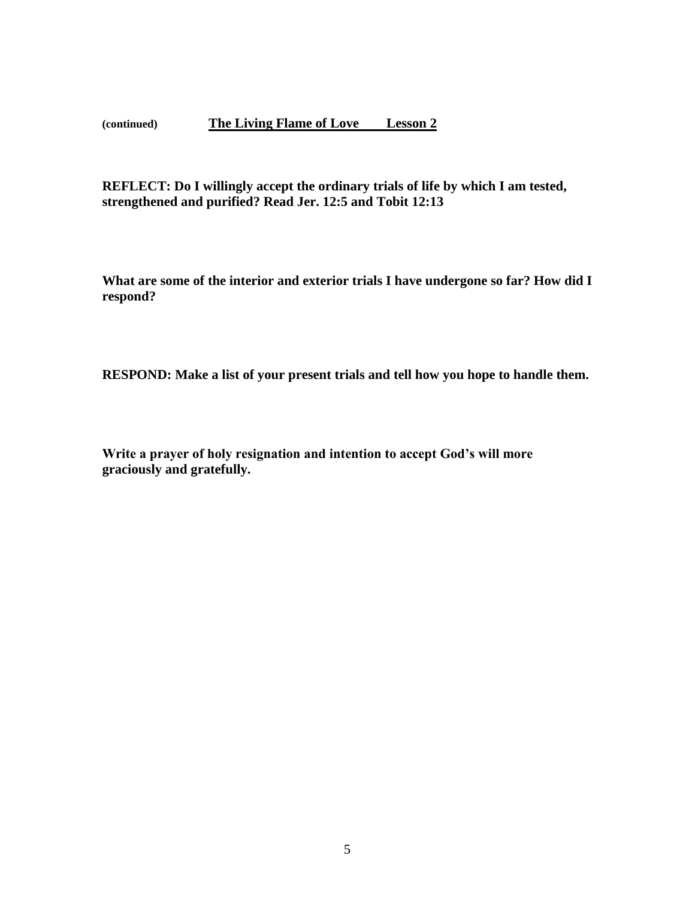**(continued)** **The Living Flame of Love Lesson 2**

**REFLECT: Do I willingly accept the ordinary trials of life by which I am tested, strengthened and purified? Read Jer. 12:5 and Tobit 12:13**

**What are some of the interior and exterior trials I have undergone so far? How did I respond?**

**RESPOND: Make a list of your present trials and tell how you hope to handle them.**

**Write a prayer of holy resignation and intention to accept God's will more graciously and gratefully.**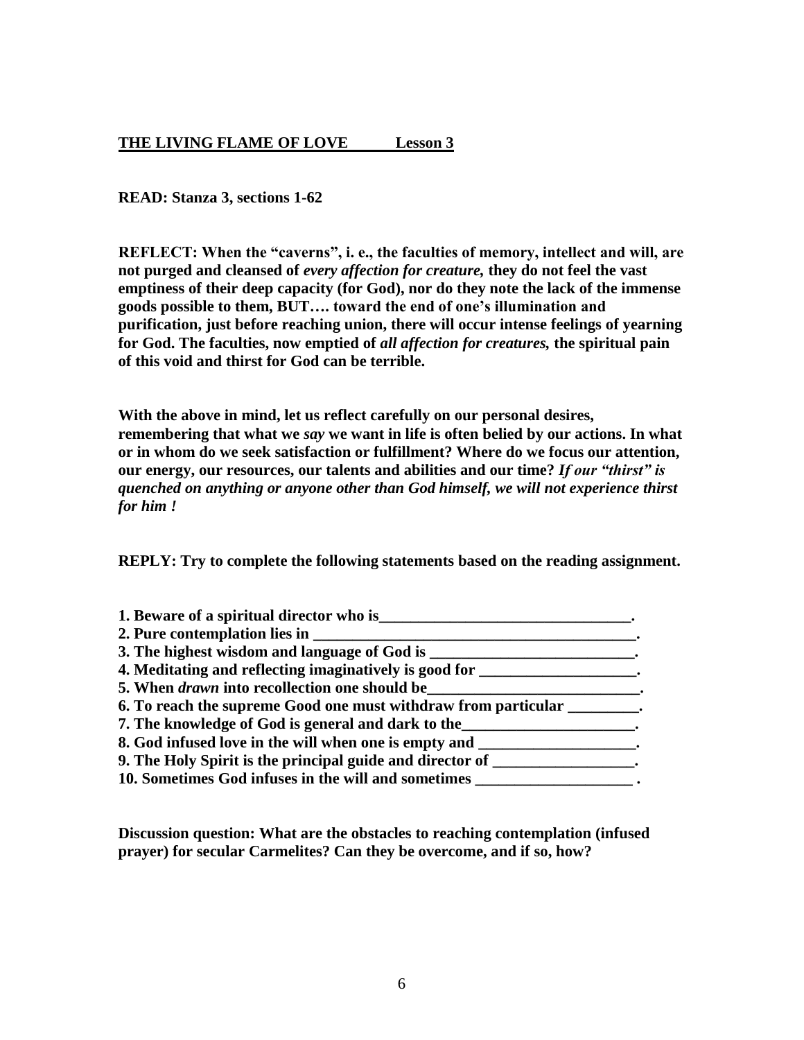**THE LIVING FLAME OF LOVE          Lesson 3**

**READ: Stanza 3, sections 1-62**

**REFLECT: When the "caverns", i. e., the faculties of memory, intellect and will, are not purged and cleansed of *every affection for creature,* they do not feel the vast emptiness of their deep capacity (for God), nor do they note the lack of the immense goods possible to them, BUT…. toward the end of one's illumination and purification, just before reaching union, there will occur intense feelings of yearning for God. The faculties, now emptied of *all affection for creatures,* the spiritual pain of this void and thirst for God can be terrible.**

**With the above in mind, let us reflect carefully on our personal desires, remembering that what we *say* we want in life is often belied by our actions. In what or in whom do we seek satisfaction or fulfillment? Where do we focus our attention, our energy, our resources, our talents and abilities and our time? *If our "thirst" is quenched on anything or anyone other than God himself, we will not experience thirst for him !***

**REPLY: Try to complete the following statements based on the reading assignment.**

**1. Beware of a spiritual director who is________________________________.**
**2. Pure contemplation lies in _________________________________________.**
**3. The highest wisdom and language of God is __________________________.**
**4. Meditating and reflecting imaginatively is good for ____________________.**
**5. When *drawn* into recollection one should be___________________________.**
**6. To reach the supreme Good one must withdraw from particular _________.**
**7. The knowledge of God is general and dark to the______________________.**
**8. God infused love in the will when one is empty and ____________________.**
**9. The Holy Spirit is the principal guide and director of __________________.**
**10. Sometimes God infuses in the will and sometimes ____________________ .**

**Discussion question: What are the obstacles to reaching contemplation (infused prayer) for secular Carmelites? Can they be overcome, and if so, how?**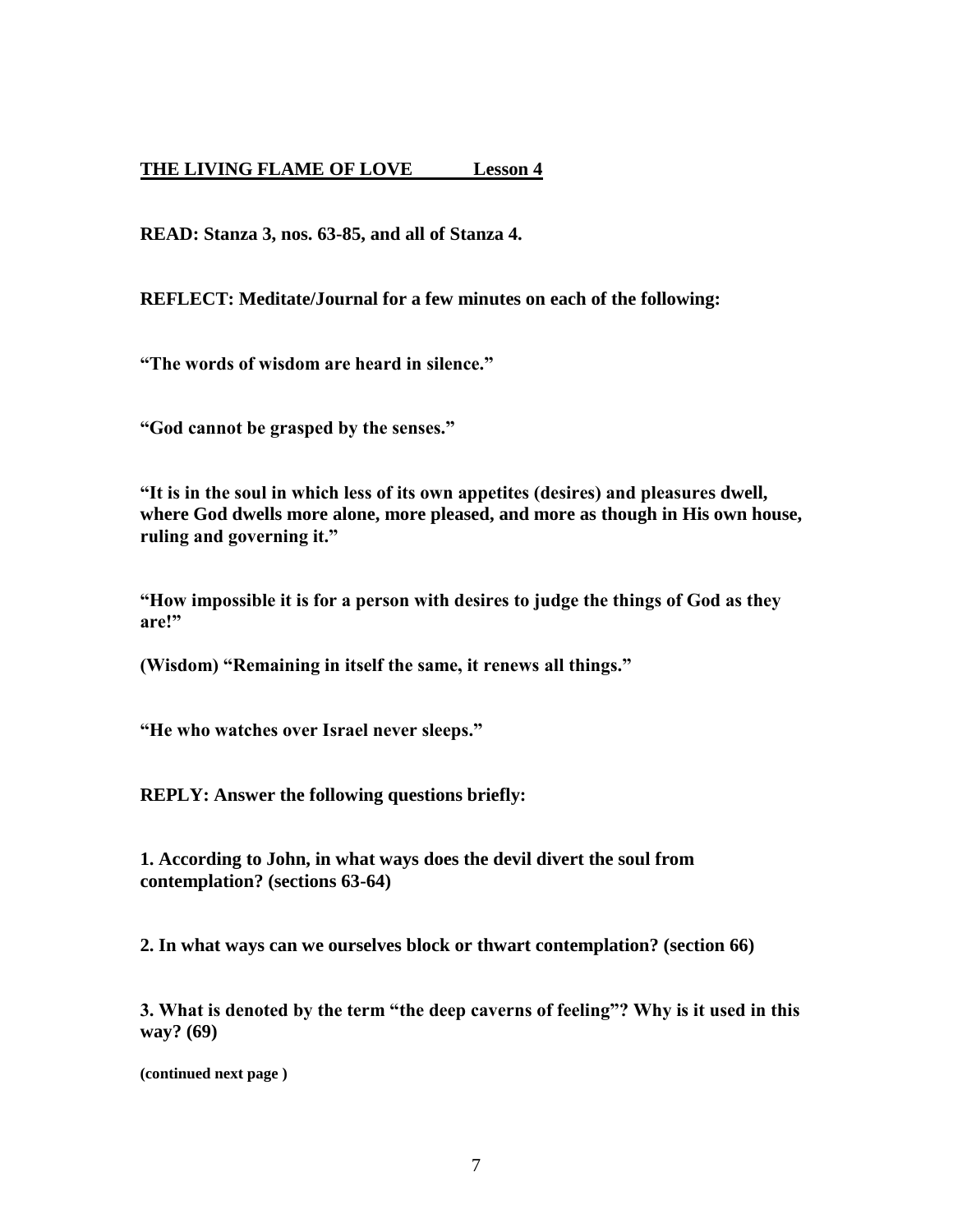## THE LIVING FLAME OF LOVE          Lesson 4

**READ: Stanza 3, nos. 63-85, and all of Stanza 4.**

**REFLECT: Meditate/Journal for a few minutes on each of the following:**

**"The words of wisdom are heard in silence."**

**"God cannot be grasped by the senses."**

**"It is in the soul in which less of its own appetites (desires) and pleasures dwell, where God dwells more alone, more pleased, and more as though in His own house, ruling and governing it."**

**"How impossible it is for a person with desires to judge the things of God as they are!"**

**(Wisdom) "Remaining in itself the same, it renews all things."**

**"He who watches over Israel never sleeps."**

**REPLY: Answer the following questions briefly:**

**1. According to John, in what ways does the devil divert the soul from contemplation? (sections 63-64)**

**2. In what ways can we ourselves block or thwart contemplation? (section 66)**

**3. What is denoted by the term "the deep caverns of feeling"? Why is it used in this way? (69)**

**(continued next page )**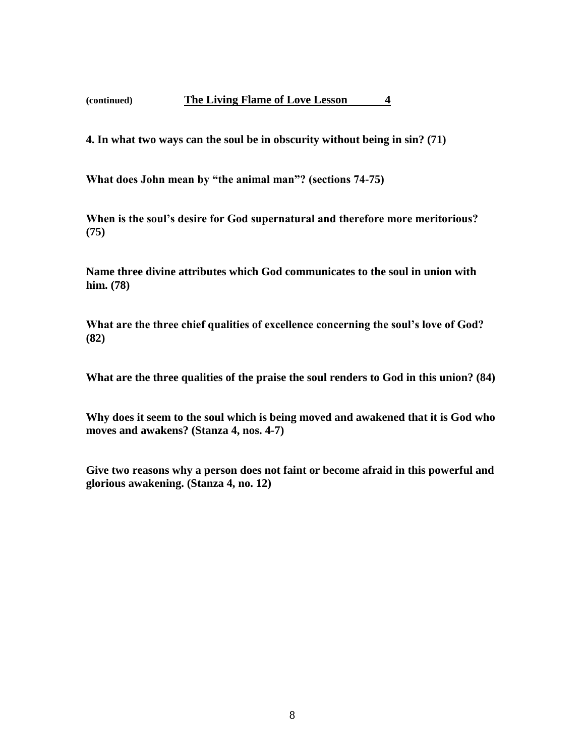**(continued)** **The Living Flame of Love Lesson 4**

**4. In what two ways can the soul be in obscurity without being in sin? (71)**

**What does John mean by "the animal man"? (sections 74-75)**

**When is the soul's desire for God supernatural and therefore more meritorious? (75)**

**Name three divine attributes which God communicates to the soul in union with him. (78)**

**What are the three chief qualities of excellence concerning the soul's love of God? (82)**

**What are the three qualities of the praise the soul renders to God in this union? (84)**

**Why does it seem to the soul which is being moved and awakened that it is God who moves and awakens? (Stanza 4, nos. 4-7)**

**Give two reasons why a person does not faint or become afraid in this powerful and glorious awakening. (Stanza 4, no. 12)**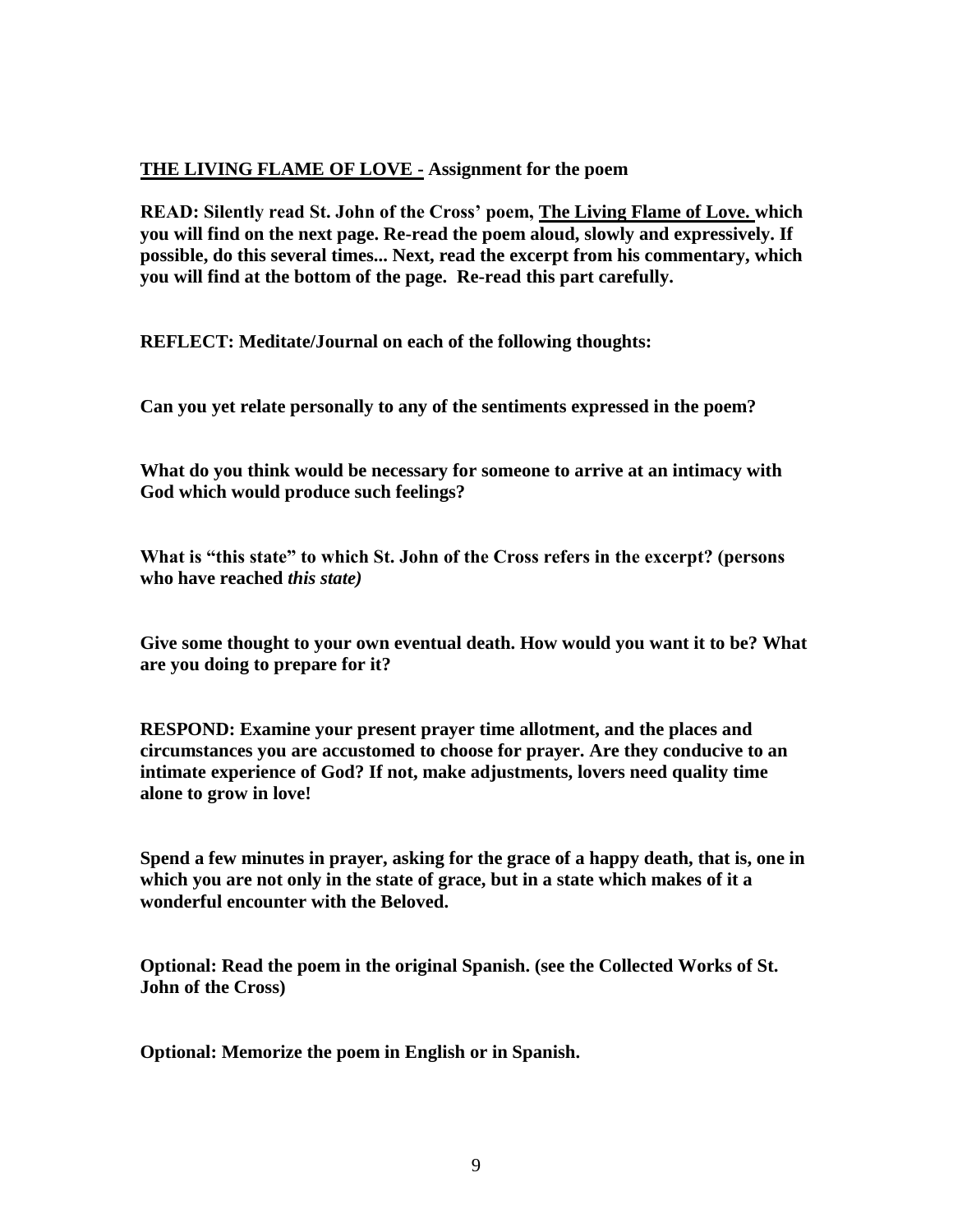**<u>THE LIVING FLAME OF LOVE</u> - Assignment for the poem**

**READ: Silently read St. John of the Cross' poem, <u>The Living Flame of Love.</u> which you will find on the next page. Re-read the poem aloud, slowly and expressively. If possible, do this several times... Next, read the excerpt from his commentary, which you will find at the bottom of the page. Re-read this part carefully.**

**REFLECT: Meditate/Journal on each of the following thoughts:**

**Can you yet relate personally to any of the sentiments expressed in the poem?**

**What do you think would be necessary for someone to arrive at an intimacy with God which would produce such feelings?**

**What is "this state" to which St. John of the Cross refers in the excerpt? (persons who have reached *this state*)**

**Give some thought to your own eventual death. How would you want it to be? What are you doing to prepare for it?**

**RESPOND: Examine your present prayer time allotment, and the places and circumstances you are accustomed to choose for prayer. Are they conducive to an intimate experience of God? If not, make adjustments, lovers need quality time alone to grow in love!**

**Spend a few minutes in prayer, asking for the grace of a happy death, that is, one in which you are not only in the state of grace, but in a state which makes of it a wonderful encounter with the Beloved.**

**Optional: Read the poem in the original Spanish. (see the Collected Works of St. John of the Cross)**

**Optional: Memorize the poem in English or in Spanish.**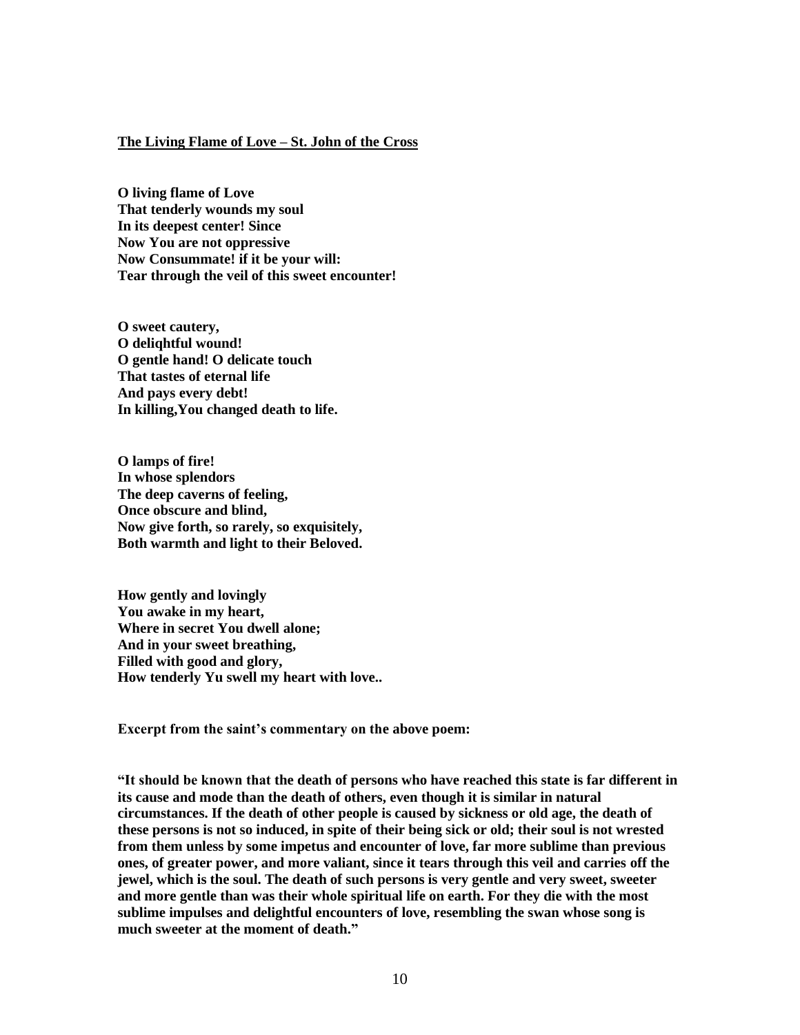**<u>The Living Flame of Love – St. John of the Cross</u>**

**O living flame of Love**
**That tenderly wounds my soul**
**In its deepest center! Since**
**Now You are not oppressive**
**Now Consummate! if it be your will:**
**Tear through the veil of this sweet encounter!**

**O sweet cautery,**
**O deliqhtful wound!**
**O gentle hand! O delicate touch**
**That tastes of eternal life**
**And pays every debt!**
**In killing,You changed death to life.**

**O lamps of fire!**
**In whose splendors**
**The deep caverns of feeling,**
**Once obscure and blind,**
**Now give forth, so rarely, so exquisitely,**
**Both warmth and light to their Beloved.**

**How gently and lovingly**
**You awake in my heart,**
**Where in secret You dwell alone;**
**And in your sweet breathing,**
**Filled with good and glory,**
**How tenderly Yu swell my heart with love..**

**Excerpt from the saint's commentary on the above poem:**

**"It should be known that the death of persons who have reached this state is far different in its cause and mode than the death of others, even though it is similar in natural circumstances. If the death of other people is caused by sickness or old age, the death of these persons is not so induced, in spite of their being sick or old; their soul is not wrested from them unless by some impetus and encounter of love, far more sublime than previous ones, of greater power, and more valiant, since it tears through this veil and carries off the jewel, which is the soul. The death of such persons is very gentle and very sweet, sweeter and more gentle than was their whole spiritual life on earth. For they die with the most sublime impulses and delightful encounters of love, resembling the swan whose song is much sweeter at the moment of death."**